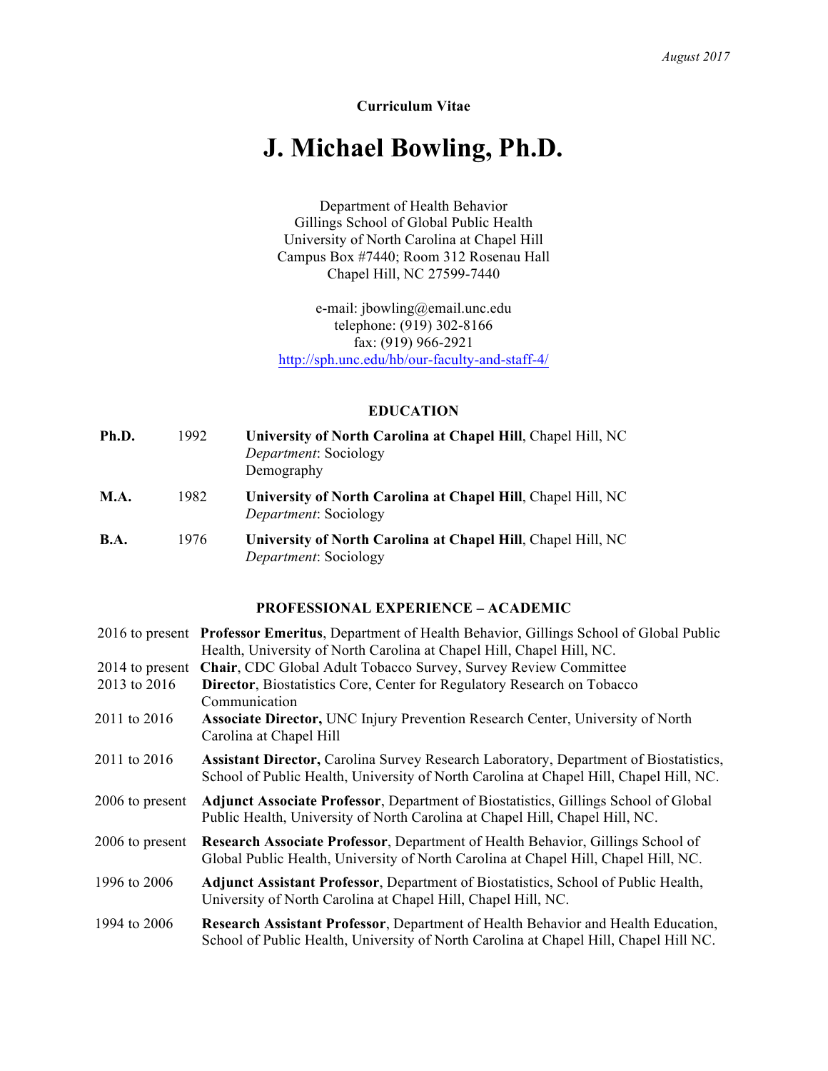*August 2017*

**Curriculum Vitae**

# J. Michael Bowling, Ph.D.

Department of Health Behavior
Gillings School of Global Public Health
University of North Carolina at Chapel Hill
Campus Box #7440; Room 312 Rosenau Hall
Chapel Hill, NC 27599-7440

e-mail: jbowling@email.unc.edu
telephone: (919) 302-8166
fax: (919) 966-2921
http://sph.unc.edu/hb/our-faculty-and-staff-4/

## EDUCATION

| | | |
|---|---|---|
| **Ph.D.** | 1992 | **University of North Carolina at Chapel Hill**, Chapel Hill, NC<br>*Department*: Sociology<br>Demography |
| **M.A.** | 1982 | **University of North Carolina at Chapel Hill**, Chapel Hill, NC<br>*Department*: Sociology |
| **B.A.** | 1976 | **University of North Carolina at Chapel Hill**, Chapel Hill, NC<br>*Department*: Sociology |

## PROFESSIONAL EXPERIENCE – ACADEMIC

| | |
|---|---|
| 2016 to present | **Professor Emeritus**, Department of Health Behavior, Gillings School of Global Public Health, University of North Carolina at Chapel Hill, Chapel Hill, NC. |
| 2014 to present | **Chair**, CDC Global Adult Tobacco Survey, Survey Review Committee |
| 2013 to 2016 | **Director**, Biostatistics Core, Center for Regulatory Research on Tobacco Communication |
| 2011 to 2016 | **Associate Director,** UNC Injury Prevention Research Center, University of North Carolina at Chapel Hill |
| 2011 to 2016 | **Assistant Director,** Carolina Survey Research Laboratory, Department of Biostatistics, School of Public Health, University of North Carolina at Chapel Hill, Chapel Hill, NC. |
| 2006 to present | **Adjunct Associate Professor**, Department of Biostatistics, Gillings School of Global Public Health, University of North Carolina at Chapel Hill, Chapel Hill, NC. |
| 2006 to present | **Research Associate Professor**, Department of Health Behavior, Gillings School of Global Public Health, University of North Carolina at Chapel Hill, Chapel Hill, NC. |
| 1996 to 2006 | **Adjunct Assistant Professor**, Department of Biostatistics, School of Public Health, University of North Carolina at Chapel Hill, Chapel Hill, NC. |
| 1994 to 2006 | **Research Assistant Professor**, Department of Health Behavior and Health Education, School of Public Health, University of North Carolina at Chapel Hill, Chapel Hill NC. |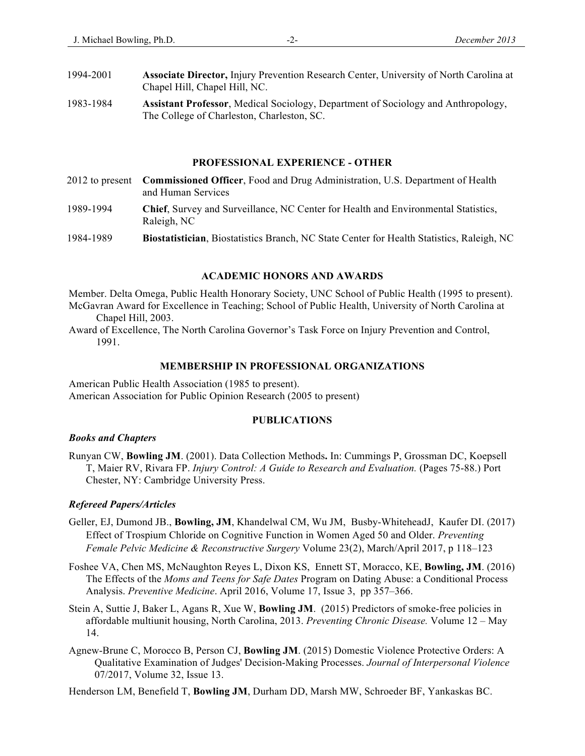1994-2001 **Associate Director,** Injury Prevention Research Center, University of North Carolina at Chapel Hill, Chapel Hill, NC.

1983-1984 **Assistant Professor**, Medical Sociology, Department of Sociology and Anthropology, The College of Charleston, Charleston, SC.

## PROFESSIONAL EXPERIENCE - OTHER

2012 to present **Commissioned Officer**, Food and Drug Administration, U.S. Department of Health and Human Services

1989-1994 **Chief**, Survey and Surveillance, NC Center for Health and Environmental Statistics, Raleigh, NC

1984-1989 **Biostatistician**, Biostatistics Branch, NC State Center for Health Statistics, Raleigh, NC

## ACADEMIC HONORS AND AWARDS

Member. Delta Omega, Public Health Honorary Society, UNC School of Public Health (1995 to present).

McGavran Award for Excellence in Teaching; School of Public Health, University of North Carolina at Chapel Hill, 2003.

Award of Excellence, The North Carolina Governor's Task Force on Injury Prevention and Control, 1991.

## MEMBERSHIP IN PROFESSIONAL ORGANIZATIONS

American Public Health Association (1985 to present).

American Association for Public Opinion Research (2005 to present)

## PUBLICATIONS

### *Books and Chapters*

Runyan CW, **Bowling JM**. (2001). Data Collection Methods**.** In: Cummings P, Grossman DC, Koepsell T, Maier RV, Rivara FP. *Injury Control: A Guide to Research and Evaluation.* (Pages 75-88.) Port Chester, NY: Cambridge University Press.

### *Refereed Papers/Articles*

Geller, EJ, Dumond JB., **Bowling, JM**, Khandelwal CM, Wu JM, Busby-WhiteheadJ, Kaufer DI. (2017) Effect of Trospium Chloride on Cognitive Function in Women Aged 50 and Older. *Preventing Female Pelvic Medicine & Reconstructive Surgery* Volume 23(2), March/April 2017, p 118–123

Foshee VA, Chen MS, McNaughton Reyes L, Dixon KS, Ennett ST, Moracco, KE, **Bowling, JM**. (2016) The Effects of the *Moms and Teens for Safe Dates* Program on Dating Abuse: a Conditional Process Analysis. *Preventive Medicine*. April 2016, Volume 17, Issue 3, pp 357–366.

Stein A, Suttie J, Baker L, Agans R, Xue W, **Bowling JM**. (2015) Predictors of smoke-free policies in affordable multiunit housing, North Carolina, 2013. *Preventing Chronic Disease.* Volume 12 – May 14.

Agnew-Brune C, Morocco B, Person CJ, **Bowling JM**. (2015) Domestic Violence Protective Orders: A Qualitative Examination of Judges' Decision-Making Processes. *Journal of Interpersonal Violence* 07/2017, Volume 32, Issue 13.

Henderson LM, Benefield T, **Bowling JM**, Durham DD, Marsh MW, Schroeder BF, Yankaskas BC.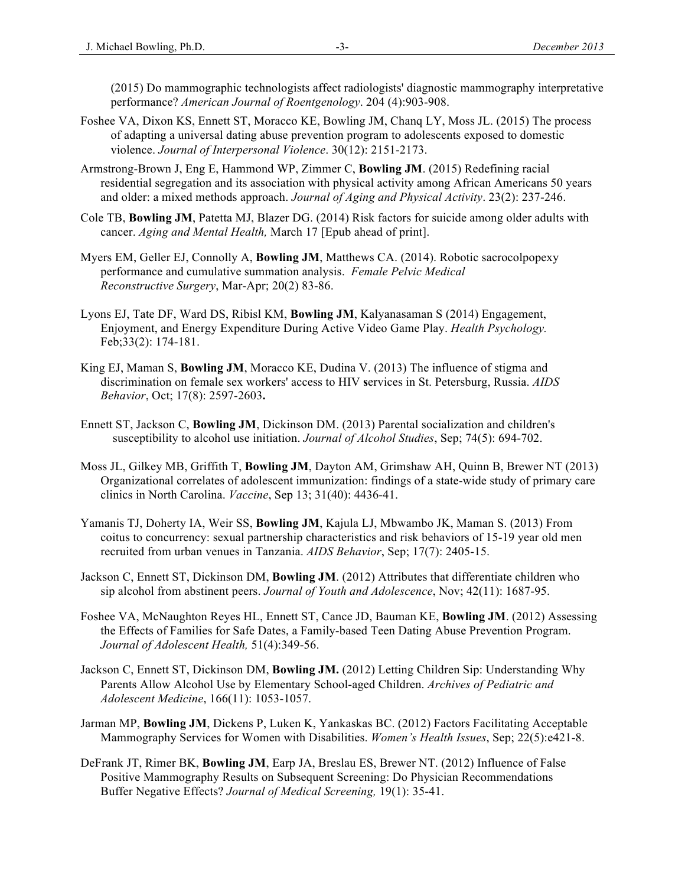(2015) Do mammographic technologists affect radiologists' diagnostic mammography interpretative performance? *American Journal of Roentgenology*. 204 (4):903-908.

Foshee VA, Dixon KS, Ennett ST, Moracco KE, Bowling JM, Chanq LY, Moss JL. (2015) The process of adapting a universal dating abuse prevention program to adolescents exposed to domestic violence. *Journal of Interpersonal Violence*. 30(12): 2151-2173.

Armstrong-Brown J, Eng E, Hammond WP, Zimmer C, **Bowling JM**. (2015) Redefining racial residential segregation and its association with physical activity among African Americans 50 years and older: a mixed methods approach. *Journal of Aging and Physical Activity*. 23(2): 237-246.

Cole TB, **Bowling JM**, Patetta MJ, Blazer DG. (2014) Risk factors for suicide among older adults with cancer. *Aging and Mental Health,* March 17 [Epub ahead of print].

Myers EM, Geller EJ, Connolly A, **Bowling JM**, Matthews CA. (2014). Robotic sacrocolpopexy performance and cumulative summation analysis. *Female Pelvic Medical Reconstructive Surgery*, Mar-Apr; 20(2) 83-86.

Lyons EJ, Tate DF, Ward DS, Ribisl KM, **Bowling JM**, Kalyanasaman S (2014) Engagement, Enjoyment, and Energy Expenditure During Active Video Game Play. *Health Psychology.* Feb;33(2): 174-181.

King EJ, Maman S, **Bowling JM**, Moracco KE, Dudina V. (2013) The influence of stigma and discrimination on female sex workers' access to HIV **s**ervices in St. Petersburg, Russia. *AIDS Behavior*, Oct; 17(8): 2597-2603**.**

Ennett ST, Jackson C, **Bowling JM**, Dickinson DM. (2013) Parental socialization and children's susceptibility to alcohol use initiation. *Journal of Alcohol Studies*, Sep; 74(5): 694-702.

Moss JL, Gilkey MB, Griffith T, **Bowling JM**, Dayton AM, Grimshaw AH, Quinn B, Brewer NT (2013) Organizational correlates of adolescent immunization: findings of a state-wide study of primary care clinics in North Carolina. *Vaccine*, Sep 13; 31(40): 4436-41.

Yamanis TJ, Doherty IA, Weir SS, **Bowling JM**, Kajula LJ, Mbwambo JK, Maman S. (2013) From coitus to concurrency: sexual partnership characteristics and risk behaviors of 15-19 year old men recruited from urban venues in Tanzania. *AIDS Behavior*, Sep; 17(7): 2405-15.

Jackson C, Ennett ST, Dickinson DM, **Bowling JM**. (2012) Attributes that differentiate children who sip alcohol from abstinent peers. *Journal of Youth and Adolescence*, Nov; 42(11): 1687-95.

Foshee VA, McNaughton Reyes HL, Ennett ST, Cance JD, Bauman KE, **Bowling JM**. (2012) Assessing the Effects of Families for Safe Dates, a Family-based Teen Dating Abuse Prevention Program. *Journal of Adolescent Health,* 51(4):349-56.

Jackson C, Ennett ST, Dickinson DM, **Bowling JM.** (2012) Letting Children Sip: Understanding Why Parents Allow Alcohol Use by Elementary School-aged Children. *Archives of Pediatric and Adolescent Medicine*, 166(11): 1053-1057.

Jarman MP, **Bowling JM**, Dickens P, Luken K, Yankaskas BC. (2012) Factors Facilitating Acceptable Mammography Services for Women with Disabilities. *Women's Health Issues*, Sep; 22(5):e421-8.

DeFrank JT, Rimer BK, **Bowling JM**, Earp JA, Breslau ES, Brewer NT. (2012) Influence of False Positive Mammography Results on Subsequent Screening: Do Physician Recommendations Buffer Negative Effects? *Journal of Medical Screening,* 19(1): 35-41.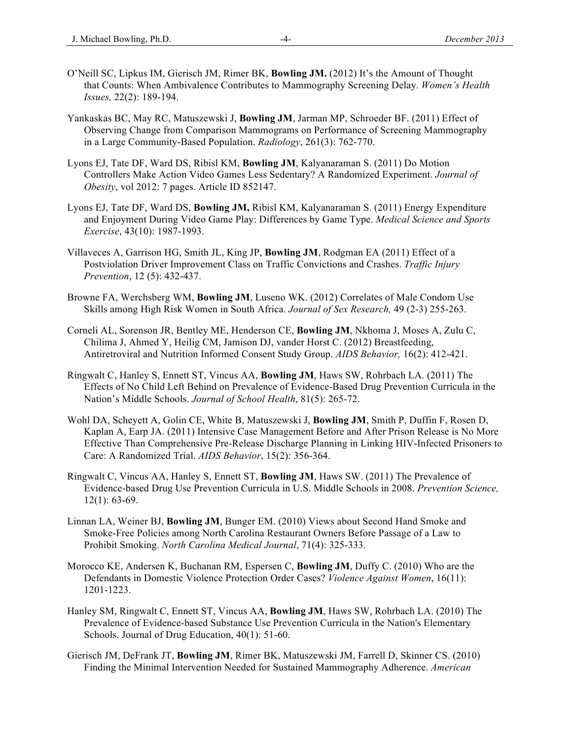O'Neill SC, Lipkus IM, Gierisch JM, Rimer BK, **Bowling JM.** (2012) It's the Amount of Thought that Counts: When Ambivalence Contributes to Mammography Screening Delay. *Women's Health Issues,* 22(2): 189-194.

Yankaskas BC, May RC, Matuszewski J, **Bowling JM**, Jarman MP, Schroeder BF. (2011) Effect of Observing Change from Comparison Mammograms on Performance of Screening Mammography in a Large Community-Based Population. *Radiology*, 261(3): 762-770.

Lyons EJ, Tate DF, Ward DS, Ribisl KM, **Bowling JM**, Kalyanaraman S. (2011) Do Motion Controllers Make Action Video Games Less Sedentary? A Randomized Experiment. *Journal of Obesity*, vol 2012: 7 pages. Article ID 852147.

Lyons EJ, Tate DF, Ward DS, **Bowling JM,** Ribisl KM, Kalyanaraman S. (2011) Energy Expenditure and Enjoyment During Video Game Play: Differences by Game Type. *Medical Science and Sports Exercise*, 43(10): 1987-1993.

Villaveces A, Garrison HG, Smith JL, King JP, **Bowling JM**, Rodgman EA (2011) Effect of a Postviolation Driver Improvement Class on Traffic Convictions and Crashes. *Traffic Injury Prevention*, 12 (5): 432-437.

Browne FA, Werchsberg WM, **Bowling JM**, Luseno WK. (2012) Correlates of Male Condom Use Skills among High Risk Women in South Africa. *Journal of Sex Research,* 49 (2-3) 255-263.

Corneli AL, Sorenson JR, Bentley ME, Henderson CE, **Bowling JM**, Nkhoma J, Moses A, Zulu C, Chilima J, Ahmed Y, Heilig CM, Jamison DJ, vander Horst C. (2012) Breastfeeding, Antiretroviral and Nutrition Informed Consent Study Group. *AIDS Behavior,* 16(2): 412-421.

Ringwalt C, Hanley S, Ennett ST, Vincus AA, **Bowling JM**, Haws SW, Rohrbach LA. (2011) The Effects of No Child Left Behind on Prevalence of Evidence-Based Drug Prevention Curricula in the Nation's Middle Schools. *Journal of School Health*, 81(5): 265-72.

Wohl DA, Scheyett A, Golin CE, White B, Matuszewski J, **Bowling JM**, Smith P, Duffin F, Rosen D, Kaplan A, Earp JA. (2011) Intensive Case Management Before and After Prison Release is No More Effective Than Comprehensive Pre-Release Discharge Planning in Linking HIV-Infected Prisoners to Care: A Randomized Trial. *AIDS Behavior*, 15(2): 356-364.

Ringwalt C, Vincus AA, Hanley S, Ennett ST, **Bowling JM**, Haws SW. (2011) The Prevalence of Evidence-based Drug Use Prevention Curricula in U.S. Middle Schools in 2008. *Prevention Science,* 12(1): 63-69.

Linnan LA, Weiner BJ, **Bowling JM**, Bunger EM. (2010) Views about Second Hand Smoke and Smoke-Free Policies among North Carolina Restaurant Owners Before Passage of a Law to Prohibit Smoking. *North Carolina Medical Journal*, 71(4): 325-333.

Morocco KE, Andersen K, Buchanan RM, Espersen C, **Bowling JM**, Duffy C. (2010) Who are the Defendants in Domestic Violence Protection Order Cases? *Violence Against Women*, 16(11): 1201-1223.

Hanley SM, Ringwalt C, Ennett ST, Vincus AA, **Bowling JM**, Haws SW, Rohrbach LA. (2010) The Prevalence of Evidence-based Substance Use Prevention Curricula in the Nation's Elementary Schools. Journal of Drug Education, 40(1): 51-60.

Gierisch JM, DeFrank JT, **Bowling JM**, Rimer BK, Matuszewski JM, Farrell D, Skinner CS. (2010) Finding the Minimal Intervention Needed for Sustained Mammography Adherence. *American*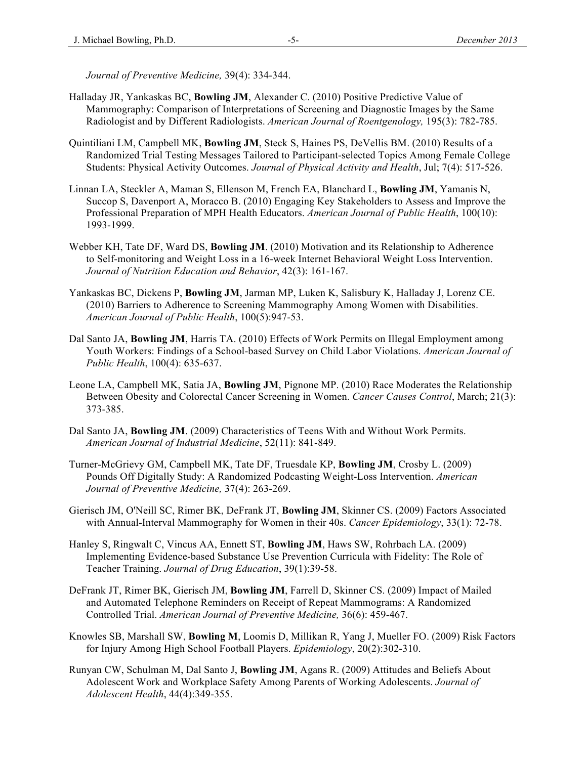*Journal of Preventive Medicine,* 39(4): 334-344.

Halladay JR, Yankaskas BC, **Bowling JM**, Alexander C. (2010) Positive Predictive Value of Mammography: Comparison of Interpretations of Screening and Diagnostic Images by the Same Radiologist and by Different Radiologists. *American Journal of Roentgenology,* 195(3): 782-785.

Quintiliani LM, Campbell MK, **Bowling JM**, Steck S, Haines PS, DeVellis BM. (2010) Results of a Randomized Trial Testing Messages Tailored to Participant-selected Topics Among Female College Students: Physical Activity Outcomes. *Journal of Physical Activity and Health*, Jul; 7(4): 517-526.

Linnan LA, Steckler A, Maman S, Ellenson M, French EA, Blanchard L, **Bowling JM**, Yamanis N, Succop S, Davenport A, Moracco B. (2010) Engaging Key Stakeholders to Assess and Improve the Professional Preparation of MPH Health Educators. *American Journal of Public Health*, 100(10): 1993-1999.

Webber KH, Tate DF, Ward DS, **Bowling JM**. (2010) Motivation and its Relationship to Adherence to Self-monitoring and Weight Loss in a 16-week Internet Behavioral Weight Loss Intervention. *Journal of Nutrition Education and Behavior*, 42(3): 161-167.

Yankaskas BC, Dickens P, **Bowling JM**, Jarman MP, Luken K, Salisbury K, Halladay J, Lorenz CE. (2010) Barriers to Adherence to Screening Mammography Among Women with Disabilities. *American Journal of Public Health*, 100(5):947-53.

Dal Santo JA, **Bowling JM**, Harris TA. (2010) Effects of Work Permits on Illegal Employment among Youth Workers: Findings of a School-based Survey on Child Labor Violations. *American Journal of Public Health*, 100(4): 635-637.

Leone LA, Campbell MK, Satia JA, **Bowling JM**, Pignone MP. (2010) Race Moderates the Relationship Between Obesity and Colorectal Cancer Screening in Women. *Cancer Causes Control*, March; 21(3): 373-385.

Dal Santo JA, **Bowling JM**. (2009) Characteristics of Teens With and Without Work Permits. *American Journal of Industrial Medicine*, 52(11): 841-849.

Turner-McGrievy GM, Campbell MK, Tate DF, Truesdale KP, **Bowling JM**, Crosby L. (2009) Pounds Off Digitally Study: A Randomized Podcasting Weight-Loss Intervention. *American Journal of Preventive Medicine,* 37(4): 263-269.

Gierisch JM, O'Neill SC, Rimer BK, DeFrank JT, **Bowling JM**, Skinner CS. (2009) Factors Associated with Annual-Interval Mammography for Women in their 40s. *Cancer Epidemiology*, 33(1): 72-78.

Hanley S, Ringwalt C, Vincus AA, Ennett ST, **Bowling JM**, Haws SW, Rohrbach LA. (2009) Implementing Evidence-based Substance Use Prevention Curricula with Fidelity: The Role of Teacher Training. *Journal of Drug Education*, 39(1):39-58.

DeFrank JT, Rimer BK, Gierisch JM, **Bowling JM**, Farrell D, Skinner CS. (2009) Impact of Mailed and Automated Telephone Reminders on Receipt of Repeat Mammograms: A Randomized Controlled Trial. *American Journal of Preventive Medicine,* 36(6): 459-467.

Knowles SB, Marshall SW, **Bowling M**, Loomis D, Millikan R, Yang J, Mueller FO. (2009) Risk Factors for Injury Among High School Football Players. *Epidemiology*, 20(2):302-310.

Runyan CW, Schulman M, Dal Santo J, **Bowling JM**, Agans R. (2009) Attitudes and Beliefs About Adolescent Work and Workplace Safety Among Parents of Working Adolescents. *Journal of Adolescent Health*, 44(4):349-355.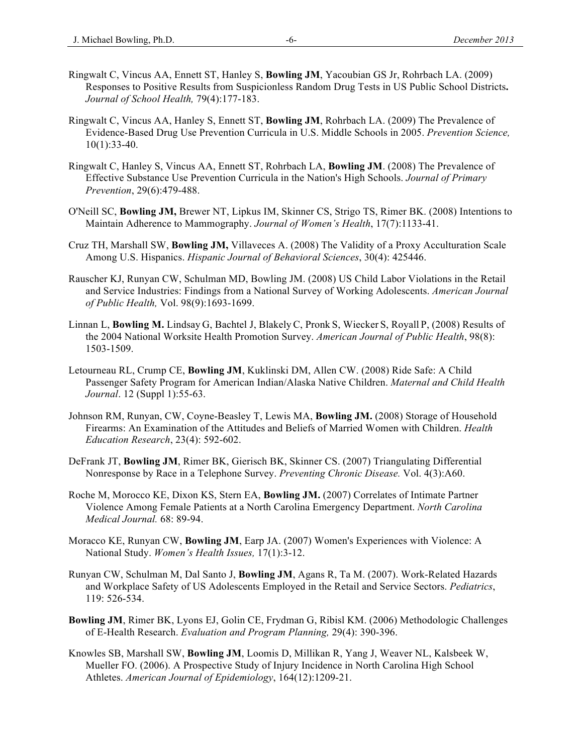Ringwalt C, Vincus AA, Ennett ST, Hanley S, **Bowling JM**, Yacoubian GS Jr, Rohrbach LA. (2009) Responses to Positive Results from Suspicionless Random Drug Tests in US Public School Districts**.** *Journal of School Health,* 79(4):177-183.

Ringwalt C, Vincus AA, Hanley S, Ennett ST, **Bowling JM**, Rohrbach LA. (2009) The Prevalence of Evidence-Based Drug Use Prevention Curricula in U.S. Middle Schools in 2005. *Prevention Science,* 10(1):33-40.

Ringwalt C, Hanley S, Vincus AA, Ennett ST, Rohrbach LA, **Bowling JM**. (2008) The Prevalence of Effective Substance Use Prevention Curricula in the Nation's High Schools. *Journal of Primary Prevention*, 29(6):479-488.

O'Neill SC, **Bowling JM,** Brewer NT, Lipkus IM, Skinner CS, Strigo TS, Rimer BK. (2008) Intentions to Maintain Adherence to Mammography. *Journal of Women's Health*, 17(7):1133-41.

Cruz TH, Marshall SW, **Bowling JM,** Villaveces A. (2008) The Validity of a Proxy Acculturation Scale Among U.S. Hispanics. *Hispanic Journal of Behavioral Sciences*, 30(4): 425446.

Rauscher KJ, Runyan CW, Schulman MD, Bowling JM. (2008) US Child Labor Violations in the Retail and Service Industries: Findings from a National Survey of Working Adolescents. *American Journal of Public Health,* Vol. 98(9):1693-1699.

Linnan L, **Bowling M.** Lindsay G, Bachtel J, Blakely C, Pronk S, Wiecker S, Royall P, (2008) Results of the 2004 National Worksite Health Promotion Survey. *American Journal of Public Health*, 98(8): 1503-1509.

Letourneau RL, Crump CE, **Bowling JM**, Kuklinski DM, Allen CW. (2008) Ride Safe: A Child Passenger Safety Program for American Indian/Alaska Native Children. *Maternal and Child Health Journal*. 12 (Suppl 1):55-63.

Johnson RM, Runyan, CW, Coyne-Beasley T, Lewis MA, **Bowling JM.** (2008) Storage of Household Firearms: An Examination of the Attitudes and Beliefs of Married Women with Children. *Health Education Research*, 23(4): 592-602.

DeFrank JT, **Bowling JM**, Rimer BK, Gierisch BK, Skinner CS. (2007) Triangulating Differential Nonresponse by Race in a Telephone Survey. *Preventing Chronic Disease.* Vol. 4(3):A60.

Roche M, Morocco KE, Dixon KS, Stern EA, **Bowling JM.** (2007) Correlates of Intimate Partner Violence Among Female Patients at a North Carolina Emergency Department. *North Carolina Medical Journal.* 68: 89-94.

Moracco KE, Runyan CW, **Bowling JM**, Earp JA. (2007) Women's Experiences with Violence: A National Study. *Women's Health Issues,* 17(1):3-12.

Runyan CW, Schulman M, Dal Santo J, **Bowling JM**, Agans R, Ta M. (2007). Work-Related Hazards and Workplace Safety of US Adolescents Employed in the Retail and Service Sectors. *Pediatrics*, 119: 526-534.

**Bowling JM**, Rimer BK, Lyons EJ, Golin CE, Frydman G, Ribisl KM. (2006) Methodologic Challenges of E-Health Research. *Evaluation and Program Planning,* 29(4): 390-396.

Knowles SB, Marshall SW, **Bowling JM**, Loomis D, Millikan R, Yang J, Weaver NL, Kalsbeek W, Mueller FO. (2006). A Prospective Study of Injury Incidence in North Carolina High School Athletes. *American Journal of Epidemiology*, 164(12):1209-21.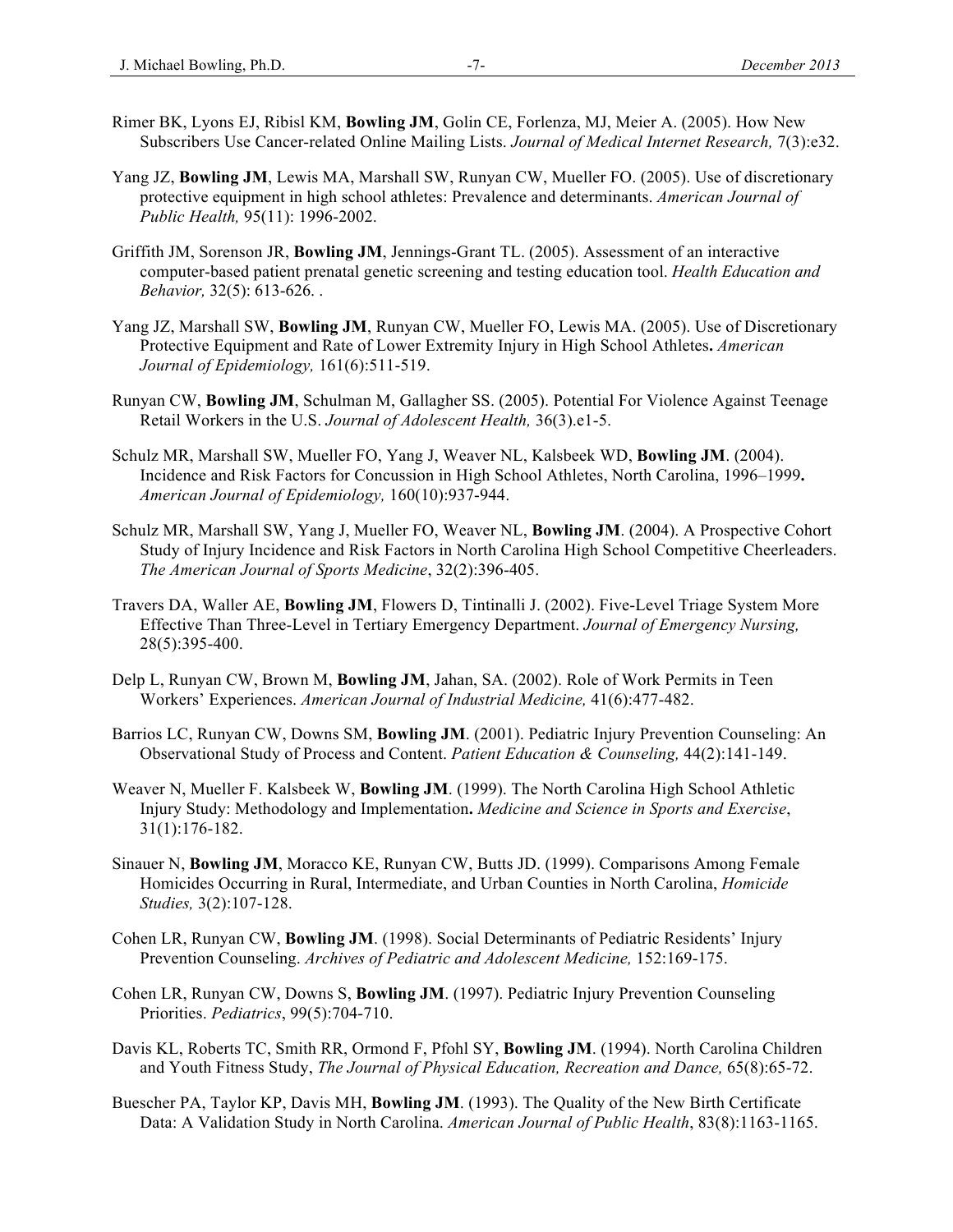Rimer BK, Lyons EJ, Ribisl KM, **Bowling JM**, Golin CE, Forlenza, MJ, Meier A. (2005). How New Subscribers Use Cancer-related Online Mailing Lists. *Journal of Medical Internet Research,* 7(3):e32.

Yang JZ, **Bowling JM**, Lewis MA, Marshall SW, Runyan CW, Mueller FO. (2005). Use of discretionary protective equipment in high school athletes: Prevalence and determinants. *American Journal of Public Health,* 95(11): 1996-2002.

Griffith JM, Sorenson JR, **Bowling JM**, Jennings-Grant TL. (2005). Assessment of an interactive computer-based patient prenatal genetic screening and testing education tool. *Health Education and Behavior,* 32(5): 613-626. .

Yang JZ, Marshall SW, **Bowling JM**, Runyan CW, Mueller FO, Lewis MA. (2005). Use of Discretionary Protective Equipment and Rate of Lower Extremity Injury in High School Athletes**.** *American Journal of Epidemiology,* 161(6):511-519.

Runyan CW, **Bowling JM**, Schulman M, Gallagher SS. (2005). Potential For Violence Against Teenage Retail Workers in the U.S. *Journal of Adolescent Health,* 36(3).e1-5.

Schulz MR, Marshall SW, Mueller FO, Yang J, Weaver NL, Kalsbeek WD, **Bowling JM**. (2004). Incidence and Risk Factors for Concussion in High School Athletes, North Carolina, 1996–1999**.** *American Journal of Epidemiology,* 160(10):937-944.

Schulz MR, Marshall SW, Yang J, Mueller FO, Weaver NL, **Bowling JM**. (2004). A Prospective Cohort Study of Injury Incidence and Risk Factors in North Carolina High School Competitive Cheerleaders. *The American Journal of Sports Medicine*, 32(2):396-405.

Travers DA, Waller AE, **Bowling JM**, Flowers D, Tintinalli J. (2002). Five-Level Triage System More Effective Than Three-Level in Tertiary Emergency Department. *Journal of Emergency Nursing,* 28(5):395-400.

Delp L, Runyan CW, Brown M, **Bowling JM**, Jahan, SA. (2002). Role of Work Permits in Teen Workers' Experiences. *American Journal of Industrial Medicine,* 41(6):477-482.

Barrios LC, Runyan CW, Downs SM, **Bowling JM**. (2001). Pediatric Injury Prevention Counseling: An Observational Study of Process and Content. *Patient Education & Counseling,* 44(2):141-149.

Weaver N, Mueller F. Kalsbeek W, **Bowling JM**. (1999). The North Carolina High School Athletic Injury Study: Methodology and Implementation**.** *Medicine and Science in Sports and Exercise*, 31(1):176-182.

Sinauer N, **Bowling JM**, Moracco KE, Runyan CW, Butts JD. (1999). Comparisons Among Female Homicides Occurring in Rural, Intermediate, and Urban Counties in North Carolina, *Homicide Studies,* 3(2):107-128.

Cohen LR, Runyan CW, **Bowling JM**. (1998). Social Determinants of Pediatric Residents' Injury Prevention Counseling. *Archives of Pediatric and Adolescent Medicine,* 152:169-175.

Cohen LR, Runyan CW, Downs S, **Bowling JM**. (1997). Pediatric Injury Prevention Counseling Priorities. *Pediatrics*, 99(5):704-710.

Davis KL, Roberts TC, Smith RR, Ormond F, Pfohl SY, **Bowling JM**. (1994). North Carolina Children and Youth Fitness Study, *The Journal of Physical Education, Recreation and Dance,* 65(8):65-72.

Buescher PA, Taylor KP, Davis MH, **Bowling JM**. (1993). The Quality of the New Birth Certificate Data: A Validation Study in North Carolina. *American Journal of Public Health*, 83(8):1163-1165.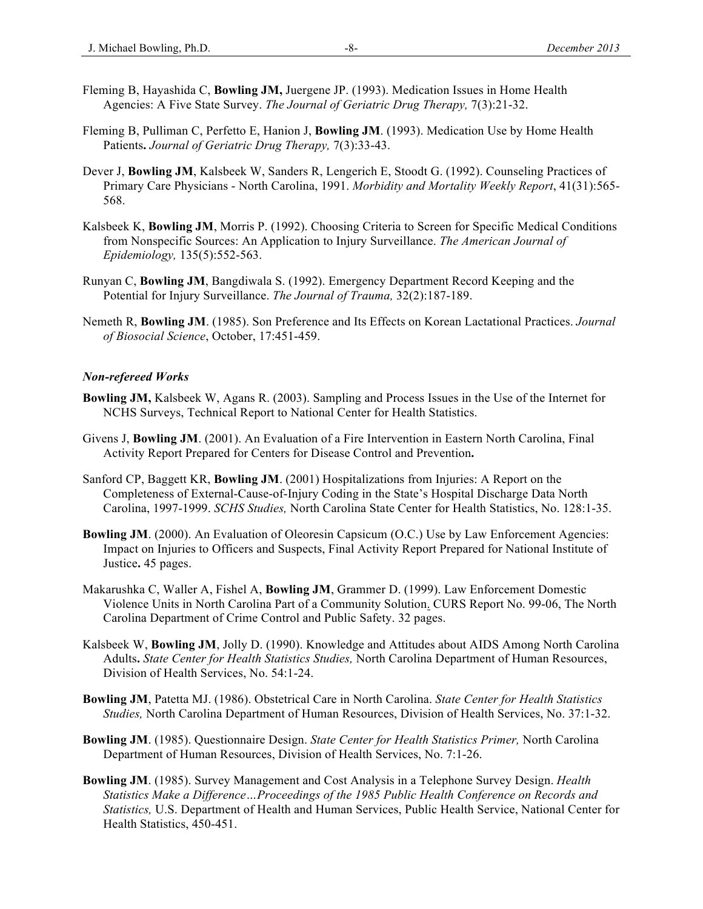Fleming B, Hayashida C, **Bowling JM,** Juergene JP. (1993). Medication Issues in Home Health Agencies: A Five State Survey. *The Journal of Geriatric Drug Therapy,* 7(3):21-32.

Fleming B, Pulliman C, Perfetto E, Hanion J, **Bowling JM**. (1993). Medication Use by Home Health Patients**.** *Journal of Geriatric Drug Therapy,* 7(3):33-43.

Dever J, **Bowling JM**, Kalsbeek W, Sanders R, Lengerich E, Stoodt G. (1992). Counseling Practices of Primary Care Physicians - North Carolina, 1991. *Morbidity and Mortality Weekly Report*, 41(31):565-568.

Kalsbeek K, **Bowling JM**, Morris P. (1992). Choosing Criteria to Screen for Specific Medical Conditions from Nonspecific Sources: An Application to Injury Surveillance. *The American Journal of Epidemiology,* 135(5):552-563.

Runyan C, **Bowling JM**, Bangdiwala S. (1992). Emergency Department Record Keeping and the Potential for Injury Surveillance. *The Journal of Trauma,* 32(2):187-189.

Nemeth R, **Bowling JM**. (1985). Son Preference and Its Effects on Korean Lactational Practices. *Journal of Biosocial Science*, October, 17:451-459.

### *Non-refereed Works*

**Bowling JM,** Kalsbeek W, Agans R. (2003). Sampling and Process Issues in the Use of the Internet for NCHS Surveys, Technical Report to National Center for Health Statistics.

Givens J, **Bowling JM**. (2001). An Evaluation of a Fire Intervention in Eastern North Carolina, Final Activity Report Prepared for Centers for Disease Control and Prevention**.**

Sanford CP, Baggett KR, **Bowling JM**. (2001) Hospitalizations from Injuries: A Report on the Completeness of External-Cause-of-Injury Coding in the State's Hospital Discharge Data North Carolina, 1997-1999. *SCHS Studies,* North Carolina State Center for Health Statistics, No. 128:1-35.

**Bowling JM**. (2000). An Evaluation of Oleoresin Capsicum (O.C.) Use by Law Enforcement Agencies: Impact on Injuries to Officers and Suspects, Final Activity Report Prepared for National Institute of Justice**.** 45 pages.

Makarushka C, Waller A, Fishel A, **Bowling JM**, Grammer D. (1999). Law Enforcement Domestic Violence Units in North Carolina Part of a Community Solution. CURS Report No. 99-06, The North Carolina Department of Crime Control and Public Safety. 32 pages.

Kalsbeek W, **Bowling JM**, Jolly D. (1990). Knowledge and Attitudes about AIDS Among North Carolina Adults**.** *State Center for Health Statistics Studies,* North Carolina Department of Human Resources, Division of Health Services, No. 54:1-24.

**Bowling JM**, Patetta MJ. (1986). Obstetrical Care in North Carolina. *State Center for Health Statistics Studies,* North Carolina Department of Human Resources, Division of Health Services, No. 37:1-32.

**Bowling JM**. (1985). Questionnaire Design. *State Center for Health Statistics Primer,* North Carolina Department of Human Resources, Division of Health Services, No. 7:1-26.

**Bowling JM**. (1985). Survey Management and Cost Analysis in a Telephone Survey Design. *Health Statistics Make a Difference…Proceedings of the 1985 Public Health Conference on Records and Statistics,* U.S. Department of Health and Human Services, Public Health Service, National Center for Health Statistics, 450-451.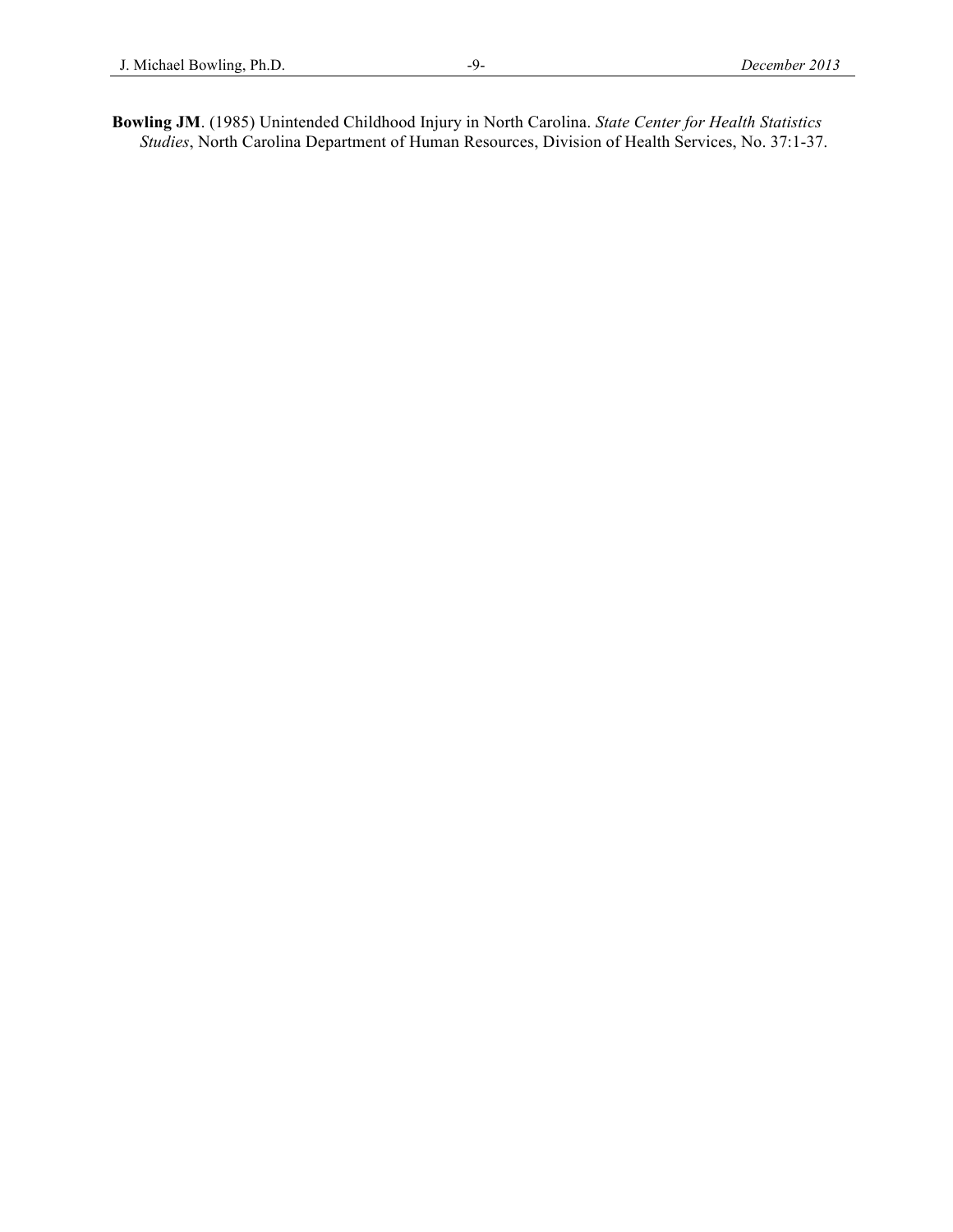**Bowling JM**. (1985) Unintended Childhood Injury in North Carolina. *State Center for Health Statistics Studies*, North Carolina Department of Human Resources, Division of Health Services, No. 37:1-37.